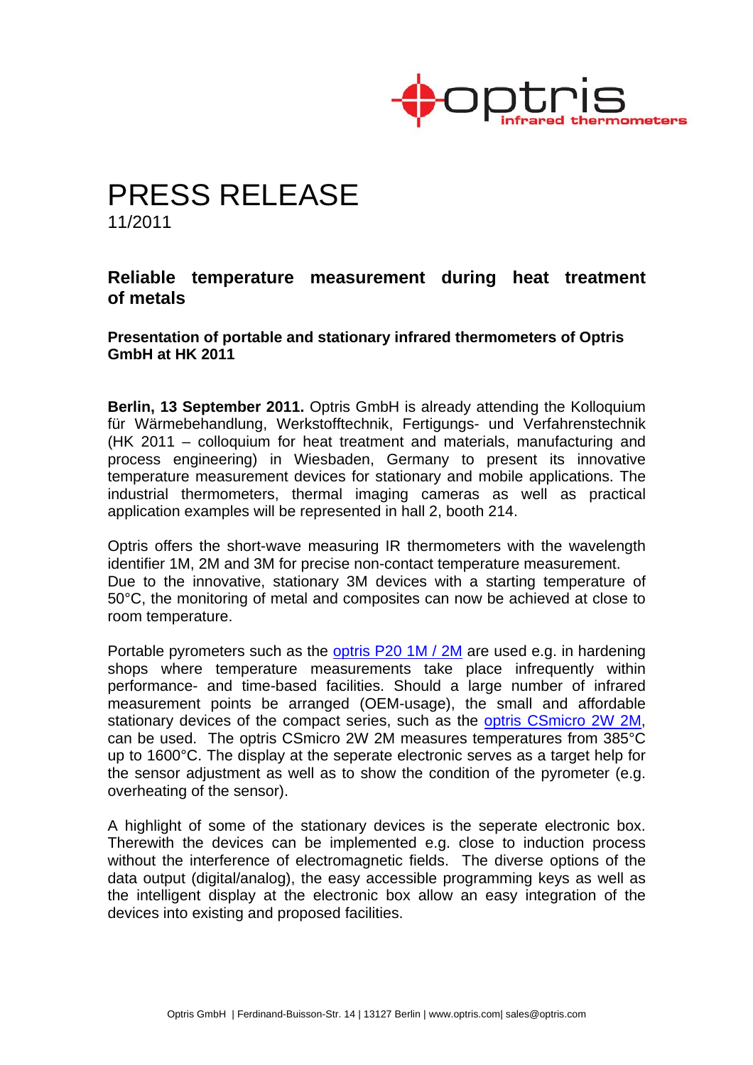# PRESS RELEASE

11/2011

## Reliable temperature measurement during heat treatment of metals

### Presentation of portable and stationary infrared thermometers of Optris GmbH at HK 2011

**Berlin, 13 September 2011.** Optris GmbH is already attending the Kolloquium für Wärmebehandlung, Werkstofftechnik, Fertigungs- und Verfahrenstechnik (HK 2011 – colloquium for heat treatment and materials, manufacturing and process engineering) in Wiesbaden, Germany to present its innovative temperature measurement devices for stationary and mobile applications. The industrial thermometers, thermal imaging cameras as well as practical application examples will be represented in hall 2, booth 214.

Optris offers the short-wave measuring IR thermometers with the wavelength identifier 1M, 2M and 3M for precise non-contact temperature measurement.
Due to the innovative, stationary 3M devices with a starting temperature of 50°C, the monitoring of metal and composites can now be achieved at close to room temperature.

Portable pyrometers such as the optris P20 1M / 2M are used e.g. in hardening shops where temperature measurements take place infrequently within performance- and time-based facilities. Should a large number of infrared measurement points be arranged (OEM-usage), the small and affordable stationary devices of the compact series, such as the optris CSmicro 2W 2M, can be used. The optris CSmicro 2W 2M measures temperatures from 385°C up to 1600°C. The display at the seperate electronic serves as a target help for the sensor adjustment as well as to show the condition of the pyrometer (e.g. overheating of the sensor).

A highlight of some of the stationary devices is the seperate electronic box. Therewith the devices can be implemented e.g. close to induction process without the interference of electromagnetic fields. The diverse options of the data output (digital/analog), the easy accessible programming keys as well as the intelligent display at the electronic box allow an easy integration of the devices into existing and proposed facilities.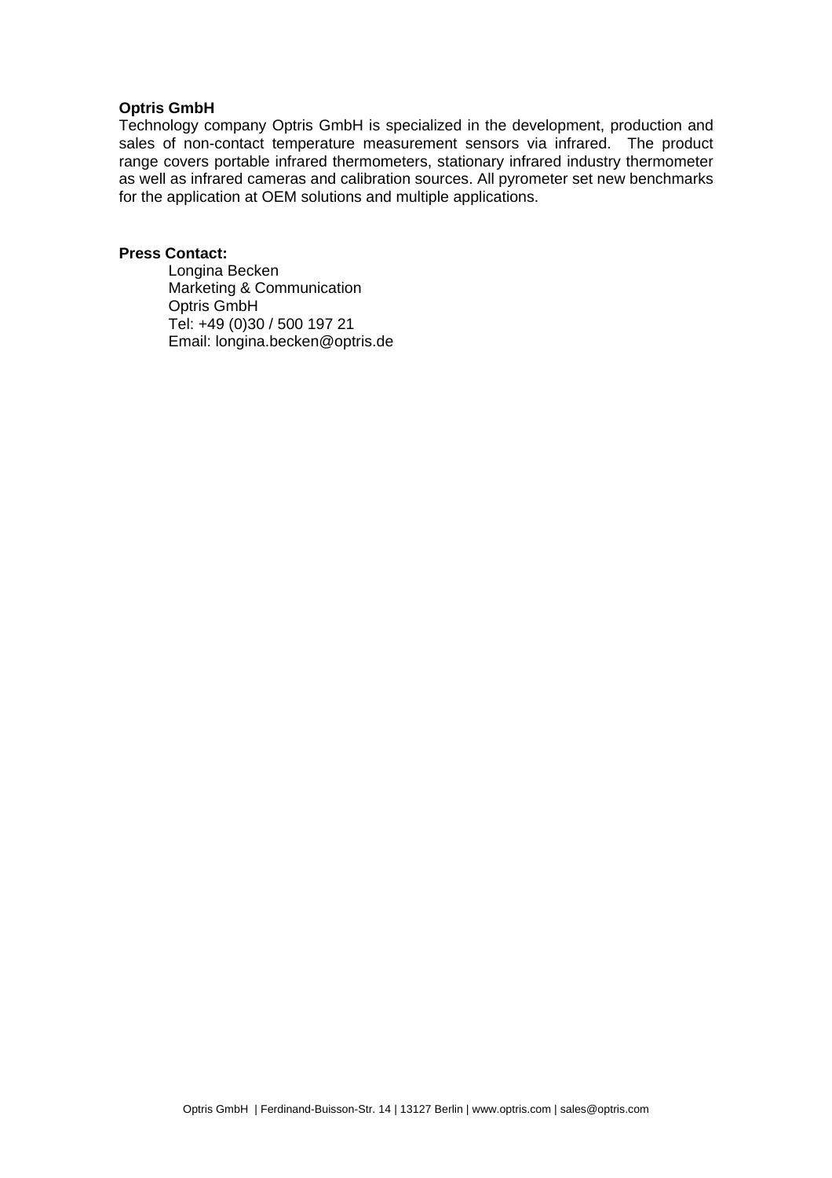**Optris GmbH**

Technology company Optris GmbH is specialized in the development, production and sales of non-contact temperature measurement sensors via infrared. The product range covers portable infrared thermometers, stationary infrared industry thermometer as well as infrared cameras and calibration sources. All pyrometer set new benchmarks for the application at OEM solutions and multiple applications.

**Press Contact:**

Longina Becken  
Marketing & Communication  
Optris GmbH  
Tel: +49 (0)30 / 500 197 21  
Email: longina.becken@optris.de